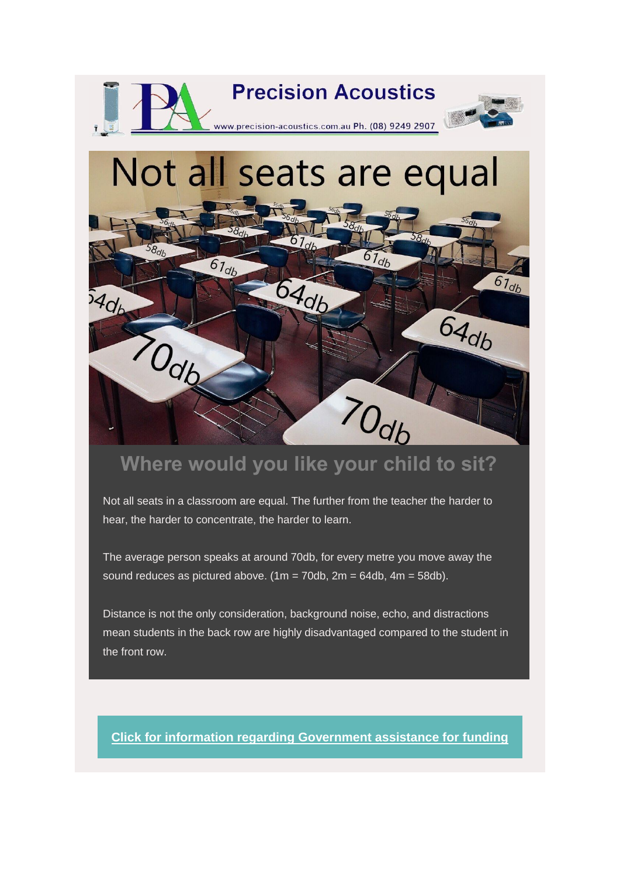# Precision Acoustics

www.precision-acoustics.com.au Ph. (08) 9249 2907

# Not all seats are equal

## Where would you like your child to sit?

Not all seats in a classroom are equal. The further from the teacher the harder to hear, the harder to concentrate, the harder to learn.

The average person speaks at around 70db, for every metre you move away the sound reduces as pictured above. (1m = 70db, 2m = 64db, 4m = 58db).

Distance is not the only consideration, background noise, echo, and distractions mean students in the back row are highly disadvantaged compared to the student in the front row.

**Click for information regarding Government assistance for funding**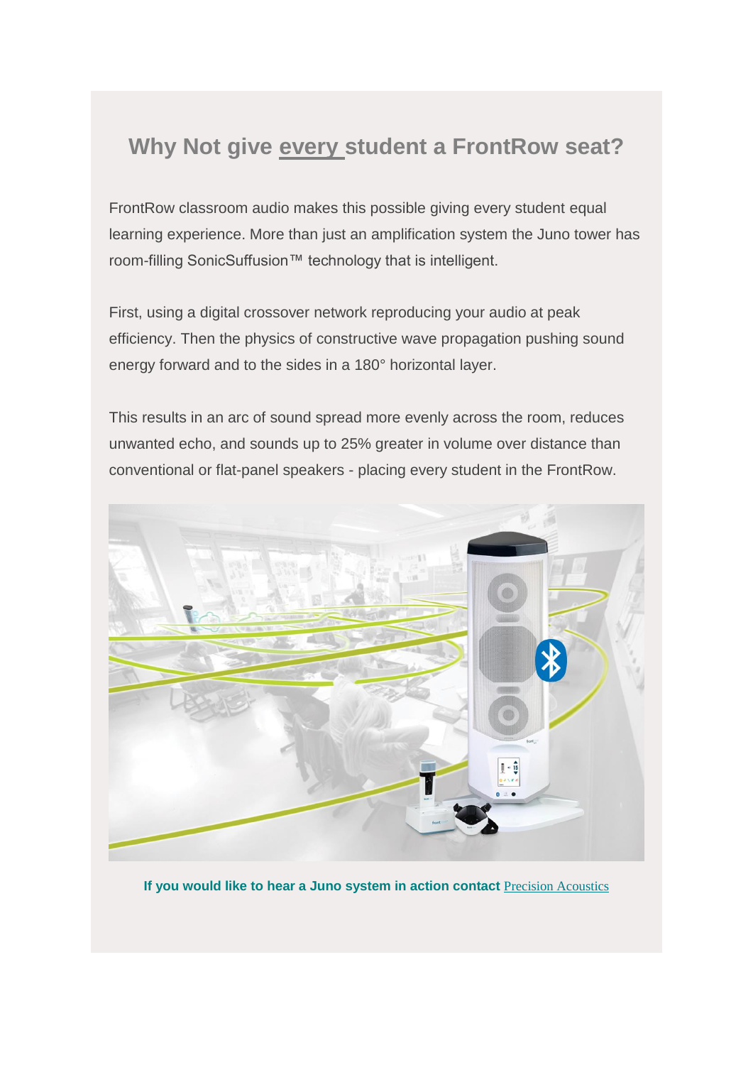## Why Not give every student a FrontRow seat?

FrontRow classroom audio makes this possible giving every student equal learning experience. More than just an amplification system the Juno tower has room-filling SonicSuffusion™ technology that is intelligent.

First, using a digital crossover network reproducing your audio at peak efficiency. Then the physics of constructive wave propagation pushing sound energy forward and to the sides in a 180° horizontal layer.

This results in an arc of sound spread more evenly across the room, reduces unwanted echo, and sounds up to 25% greater in volume over distance than conventional or flat-panel speakers - placing every student in the FrontRow.

**If you would like to hear a Juno system in action contact** Precision Acoustics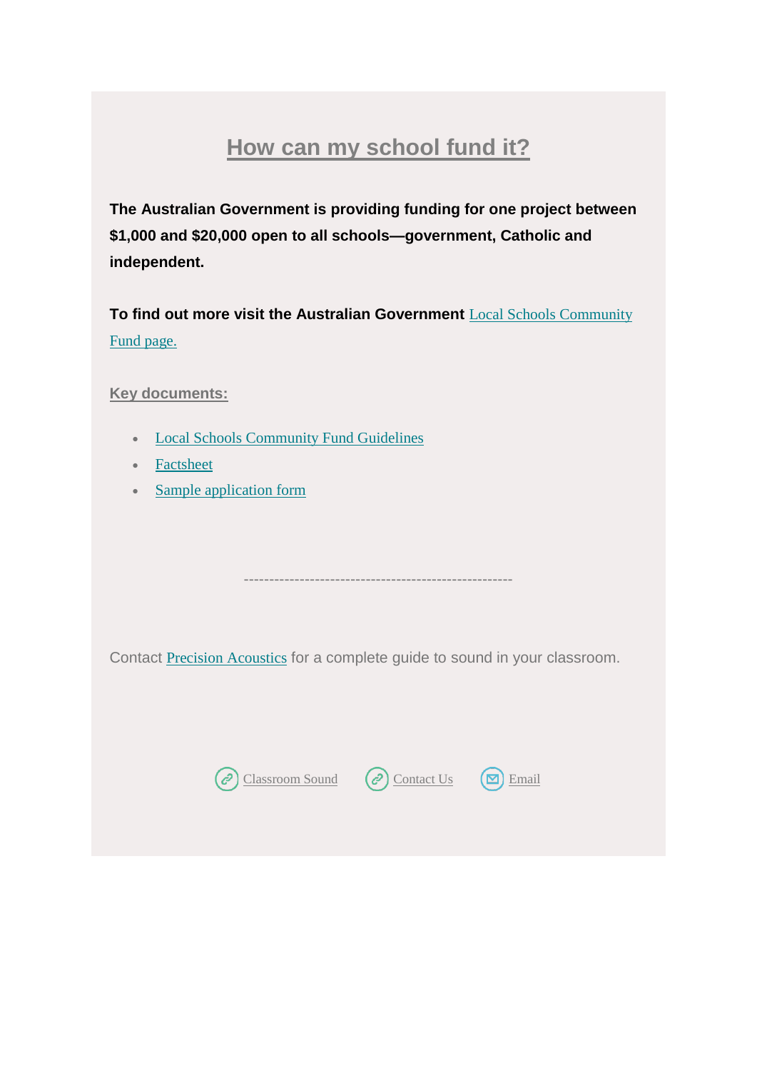## How can my school fund it?

**The Australian Government is providing funding for one project between $1,000 and $20,000 open to all schools—government, Catholic and independent.**

**To find out more visit the Australian Government** Local Schools Community Fund page.

**Key documents:**

- Local Schools Community Fund Guidelines
- Factsheet
- Sample application form

---

Contact Precision Acoustics for a complete guide to sound in your classroom.

Classroom Sound | Contact Us | Email